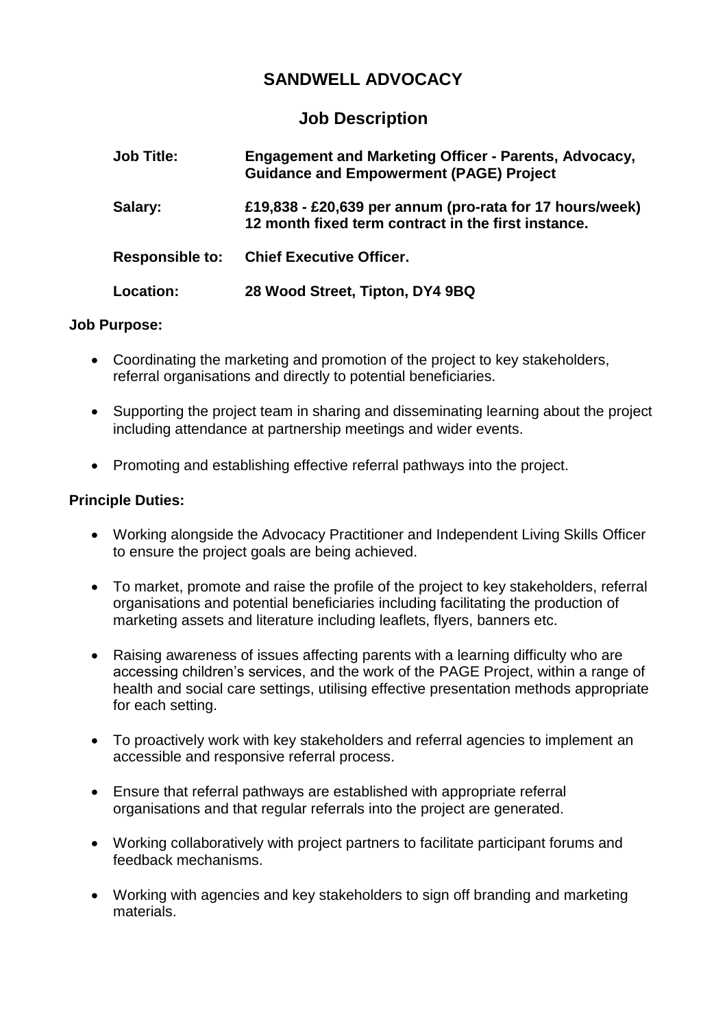# SANDWELL ADVOCACY

## Job Description

| | |
|---|---|
| **Job Title:** | **Engagement and Marketing Officer - Parents, Advocacy, Guidance and Empowerment (PAGE) Project** |
| **Salary:** | **£19,838 - £20,639 per annum (pro-rata for 17 hours/week) 12 month fixed term contract in the first instance.** |
| **Responsible to:** | **Chief Executive Officer.** |
| **Location:** | **28 Wood Street, Tipton, DY4 9BQ** |

**Job Purpose:**

- Coordinating the marketing and promotion of the project to key stakeholders, referral organisations and directly to potential beneficiaries.
- Supporting the project team in sharing and disseminating learning about the project including attendance at partnership meetings and wider events.
- Promoting and establishing effective referral pathways into the project.

**Principle Duties:**

- Working alongside the Advocacy Practitioner and Independent Living Skills Officer to ensure the project goals are being achieved.
- To market, promote and raise the profile of the project to key stakeholders, referral organisations and potential beneficiaries including facilitating the production of marketing assets and literature including leaflets, flyers, banners etc.
- Raising awareness of issues affecting parents with a learning difficulty who are accessing children's services, and the work of the PAGE Project, within a range of health and social care settings, utilising effective presentation methods appropriate for each setting.
- To proactively work with key stakeholders and referral agencies to implement an accessible and responsive referral process.
- Ensure that referral pathways are established with appropriate referral organisations and that regular referrals into the project are generated.
- Working collaboratively with project partners to facilitate participant forums and feedback mechanisms.
- Working with agencies and key stakeholders to sign off branding and marketing materials.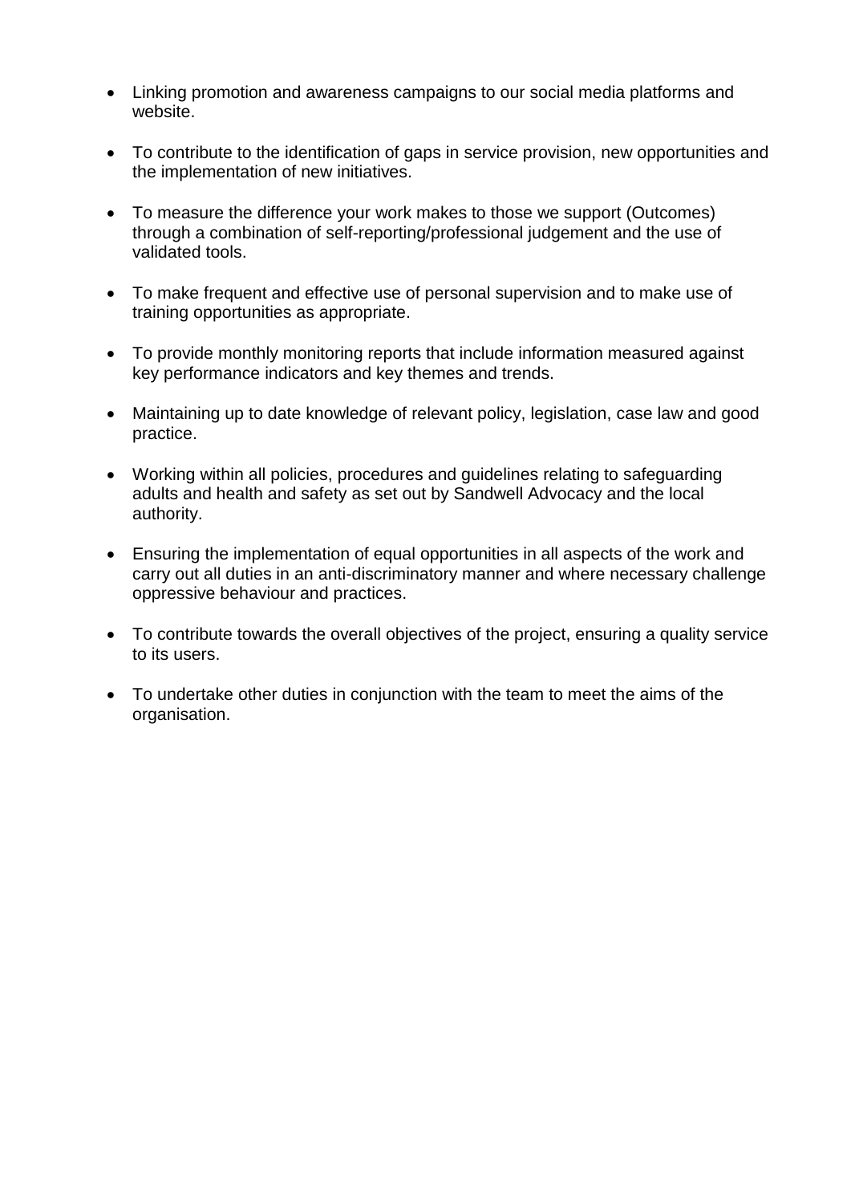- Linking promotion and awareness campaigns to our social media platforms and website.

- To contribute to the identification of gaps in service provision, new opportunities and the implementation of new initiatives.

- To measure the difference your work makes to those we support (Outcomes) through a combination of self-reporting/professional judgement and the use of validated tools.

- To make frequent and effective use of personal supervision and to make use of training opportunities as appropriate.

- To provide monthly monitoring reports that include information measured against key performance indicators and key themes and trends.

- Maintaining up to date knowledge of relevant policy, legislation, case law and good practice.

- Working within all policies, procedures and guidelines relating to safeguarding adults and health and safety as set out by Sandwell Advocacy and the local authority.

- Ensuring the implementation of equal opportunities in all aspects of the work and carry out all duties in an anti-discriminatory manner and where necessary challenge oppressive behaviour and practices.

- To contribute towards the overall objectives of the project, ensuring a quality service to its users.

- To undertake other duties in conjunction with the team to meet the aims of the organisation.